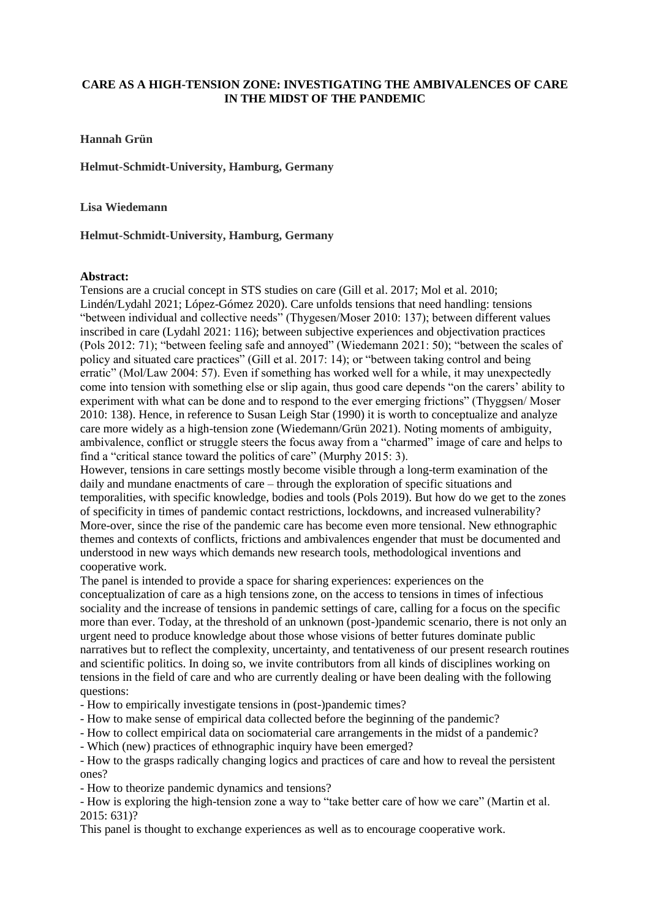# CARE AS A HIGH-TENSION ZONE: INVESTIGATING THE AMBIVALENCES OF CARE IN THE MIDST OF THE PANDEMIC

**Hannah Grün**

**Helmut-Schmidt-University, Hamburg, Germany**

**Lisa Wiedemann**

**Helmut-Schmidt-University, Hamburg, Germany**

**Abstract:**

Tensions are a crucial concept in STS studies on care (Gill et al. 2017; Mol et al. 2010; Lindén/Lydahl 2021; López-Gómez 2020). Care unfolds tensions that need handling: tensions "between individual and collective needs" (Thygesen/Moser 2010: 137); between different values inscribed in care (Lydahl 2021: 116); between subjective experiences and objectivation practices (Pols 2012: 71); "between feeling safe and annoyed" (Wiedemann 2021: 50); "between the scales of policy and situated care practices" (Gill et al. 2017: 14); or "between taking control and being erratic" (Mol/Law 2004: 57). Even if something has worked well for a while, it may unexpectedly come into tension with something else or slip again, thus good care depends "on the carers' ability to experiment with what can be done and to respond to the ever emerging frictions" (Thyggsen/ Moser 2010: 138). Hence, in reference to Susan Leigh Star (1990) it is worth to conceptualize and analyze care more widely as a high-tension zone (Wiedemann/Grün 2021). Noting moments of ambiguity, ambivalence, conflict or struggle steers the focus away from a "charmed" image of care and helps to find a "critical stance toward the politics of care" (Murphy 2015: 3).

However, tensions in care settings mostly become visible through a long-term examination of the daily and mundane enactments of care – through the exploration of specific situations and temporalities, with specific knowledge, bodies and tools (Pols 2019). But how do we get to the zones of specificity in times of pandemic contact restrictions, lockdowns, and increased vulnerability? More-over, since the rise of the pandemic care has become even more tensional. New ethnographic themes and contexts of conflicts, frictions and ambivalences engender that must be documented and understood in new ways which demands new research tools, methodological inventions and cooperative work.

The panel is intended to provide a space for sharing experiences: experiences on the conceptualization of care as a high tensions zone, on the access to tensions in times of infectious sociality and the increase of tensions in pandemic settings of care, calling for a focus on the specific more than ever. Today, at the threshold of an unknown (post-)pandemic scenario, there is not only an urgent need to produce knowledge about those whose visions of better futures dominate public narratives but to reflect the complexity, uncertainty, and tentativeness of our present research routines and scientific politics. In doing so, we invite contributors from all kinds of disciplines working on tensions in the field of care and who are currently dealing or have been dealing with the following questions:

- How to empirically investigate tensions in (post-)pandemic times?
- How to make sense of empirical data collected before the beginning of the pandemic?
- How to collect empirical data on sociomaterial care arrangements in the midst of a pandemic?
- Which (new) practices of ethnographic inquiry have been emerged?
- How to the grasps radically changing logics and practices of care and how to reveal the persistent ones?
- How to theorize pandemic dynamics and tensions?
- How is exploring the high-tension zone a way to "take better care of how we care" (Martin et al. 2015: 631)?

This panel is thought to exchange experiences as well as to encourage cooperative work.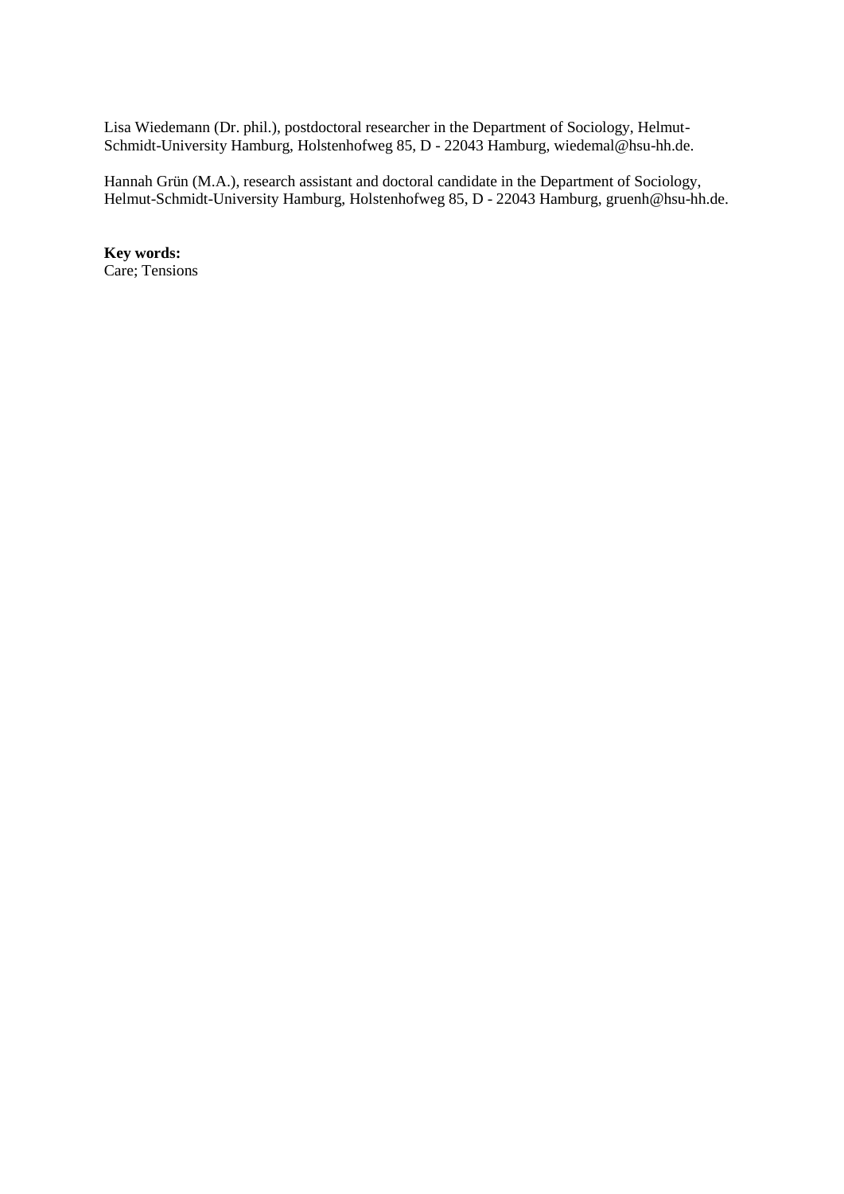Lisa Wiedemann (Dr. phil.), postdoctoral researcher in the Department of Sociology, Helmut-Schmidt-University Hamburg, Holstenhofweg 85, D - 22043 Hamburg, wiedemal@hsu-hh.de.

Hannah Grün (M.A.), research assistant and doctoral candidate in the Department of Sociology, Helmut-Schmidt-University Hamburg, Holstenhofweg 85, D - 22043 Hamburg, gruenh@hsu-hh.de.

**Key words:**
Care; Tensions